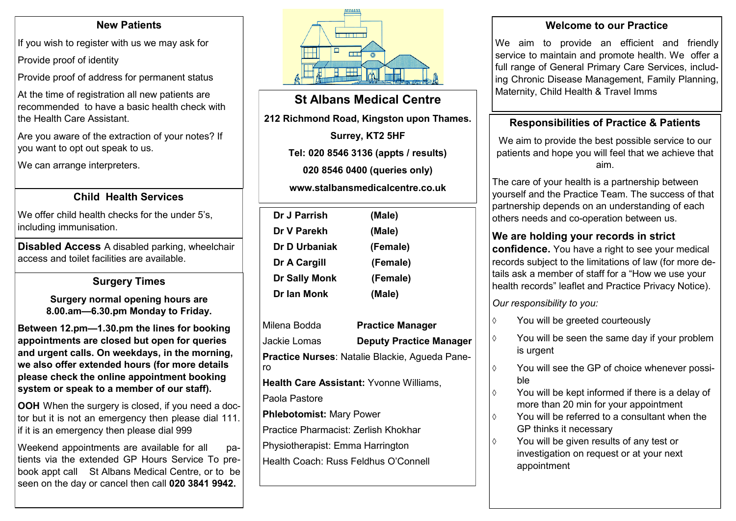## New Patients

If you wish to register with us we may ask for

Provide proof of identity

Provide proof of address for permanent status

At the time of registration all new patients are recommended to have a basic health check with the Health Care Assistant.

Are you aware of the extraction of your notes? If you want to opt out speak to us.

We can arrange interpreters.

## Child Health Services

We offer child health checks for the under 5's, including immunisation.

**Disabled Access** A disabled parking, wheelchair access and toilet facilities are available.

## Surgery Times

**Surgery normal opening hours are 8.00.am—6.30.pm Monday to Friday.**

**Between 12.pm—1.30.pm the lines for booking appointments are closed but open for queries and urgent calls. On weekdays, in the morning, we also offer extended hours (for more details please check the online appointment booking system or speak to a member of our staff).**

**OOH** When the surgery is closed, if you need a doctor but it is not an emergency then please dial 111. if it is an emergency then please dial 999

Weekend appointments are available for all patients via the extended GP Hours Service To prebook appt call St Albans Medical Centre, or to be seen on the day or cancel then call **020 3841 9942.**

# St Albans Medical Centre

**212 Richmond Road, Kingston upon Thames.**

**Surrey, KT2 5HF**

**Tel: 020 8546 3136 (appts / results)**

**020 8546 0400 (queries only)**

**www.stalbansmedicalcentre.co.uk**

**Dr J Parrish (Male)**
**Dr V Parekh (Male)**
**Dr D Urbaniak (Female)**
**Dr A Cargill (Female)**
**Dr Sally Monk (Female)**
**Dr Ian Monk (Male)**

Milena Bodda **Practice Manager**

Jackie Lomas **Deputy Practice Manager**

**Practice Nurses**: Natalie Blackie, Agueda Panero

**Health Care Assistant:** Yvonne Williams, Paola Pastore

**Phlebotomist:** Mary Power

Practice Pharmacist: Zerlish Khokhar

Physiotherapist: Emma Harrington

Health Coach: Russ Feldhus O'Connell

## Welcome to our Practice

We aim to provide an efficient and friendly service to maintain and promote health. We offer a full range of General Primary Care Services, including Chronic Disease Management, Family Planning, Maternity, Child Health & Travel Imms

## Responsibilities of Practice & Patients

We aim to provide the best possible service to our patients and hope you will feel that we achieve that aim.

The care of your health is a partnership between yourself and the Practice Team. The success of that partnership depends on an understanding of each others needs and co-operation between us.

**We are holding your records in strict confidence.** You have a right to see your medical records subject to the limitations of law (for more details ask a member of staff for a "How we use your health records" leaflet and Practice Privacy Notice).

*Our responsibility to you:*

- You will be greeted courteously
- You will be seen the same day if your problem is urgent
- You will see the GP of choice whenever possible
- You will be kept informed if there is a delay of more than 20 min for your appointment
- You will be referred to a consultant when the GP thinks it necessary
- You will be given results of any test or investigation on request or at your next appointment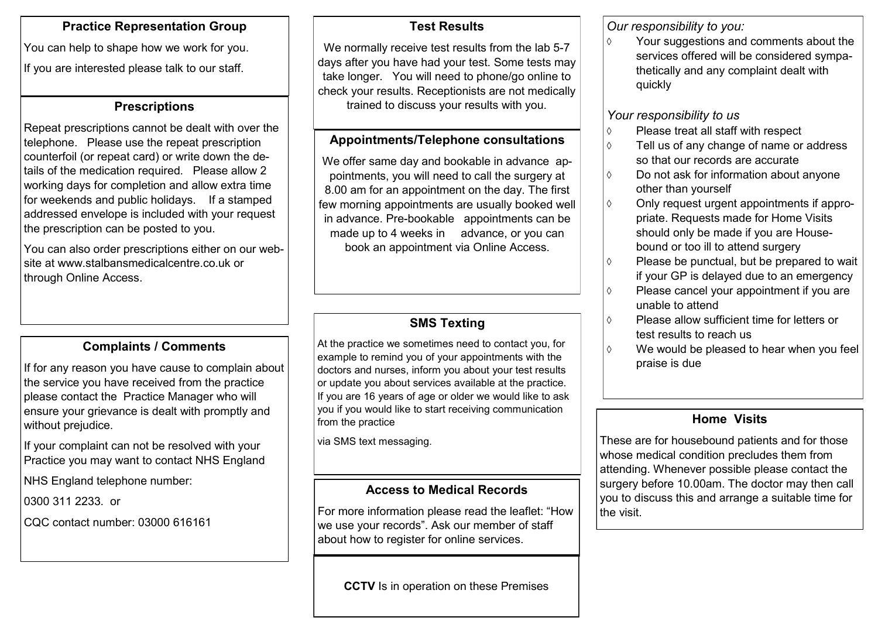## Practice Representation Group

You can help to shape how we work for you.

If you are interested please talk to our staff.

## Prescriptions

Repeat prescriptions cannot be dealt with over the telephone. Please use the repeat prescription counterfoil (or repeat card) or write down the details of the medication required. Please allow 2 working days for completion and allow extra time for weekends and public holidays. If a stamped addressed envelope is included with your request the prescription can be posted to you.

You can also order prescriptions either on our website at www.stalbansmedicalcentre.co.uk or through Online Access.

## Complaints / Comments

If for any reason you have cause to complain about the service you have received from the practice please contact the Practice Manager who will ensure your grievance is dealt with promptly and without prejudice.

If your complaint can not be resolved with your Practice you may want to contact NHS England

NHS England telephone number:

0300 311 2233. or

CQC contact number: 03000 616161

## Test Results

We normally receive test results from the lab 5-7 days after you have had your test. Some tests may take longer. You will need to phone/go online to check your results. Receptionists are not medically trained to discuss your results with you.

## Appointments/Telephone consultations

We offer same day and bookable in advance appointments, you will need to call the surgery at 8.00 am for an appointment on the day. The first few morning appointments are usually booked well in advance. Pre-bookable appointments can be made up to 4 weeks in advance, or you can book an appointment via Online Access.

## SMS Texting

At the practice we sometimes need to contact you, for example to remind you of your appointments with the doctors and nurses, inform you about your test results or update you about services available at the practice. If you are 16 years of age or older we would like to ask you if you would like to start receiving communication from the practice

via SMS text messaging.

## Access to Medical Records

For more information please read the leaflet: "How we use your records". Ask our member of staff about how to register for online services.

**CCTV** Is in operation on these Premises

*Our responsibility to you:*

- ◊ Your suggestions and comments about the services offered will be considered sympathetically and any complaint dealt with quickly

*Your responsibility to us*

- ◊ Please treat all staff with respect
- ◊ Tell us of any change of name or address so that our records are accurate
- ◊ Do not ask for information about anyone other than yourself
- ◊ Only request urgent appointments if appropriate. Requests made for Home Visits should only be made if you are Housebound or too ill to attend surgery
- ◊ Please be punctual, but be prepared to wait if your GP is delayed due to an emergency
- ◊ Please cancel your appointment if you are unable to attend
- ◊ Please allow sufficient time for letters or test results to reach us
- ◊ We would be pleased to hear when you feel praise is due

## Home Visits

These are for housebound patients and for those whose medical condition precludes them from attending. Whenever possible please contact the surgery before 10.00am. The doctor may then call you to discuss this and arrange a suitable time for the visit.